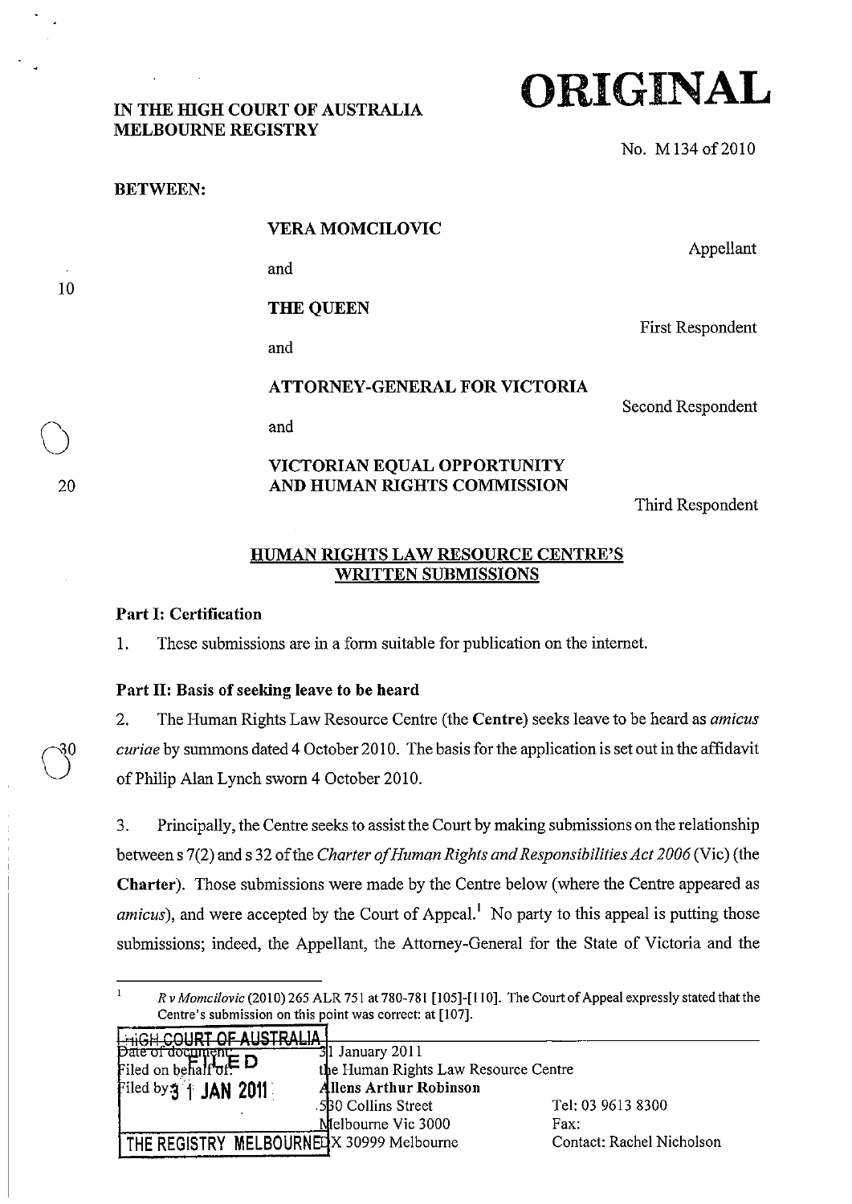IN THE HIGH COURT OF AUSTRALIA
MELBOURNE REGISTRY

**ORIGINAL**

No. M134 of 2010

**BETWEEN:**

**VERA MOMCILOVIC**

Appellant

and

**THE QUEEN**

First Respondent

and

**ATTORNEY-GENERAL FOR VICTORIA**

Second Respondent

and

**VICTORIAN EQUAL OPPORTUNITY AND HUMAN RIGHTS COMMISSION**

Third Respondent

## HUMAN RIGHTS LAW RESOURCE CENTRE'S WRITTEN SUBMISSIONS

### Part I: Certification

1. These submissions are in a form suitable for publication on the internet.

### Part II: Basis of seeking leave to be heard

2. The Human Rights Law Resource Centre (the **Centre**) seeks leave to be heard as *amicus curiae* by summons dated 4 October 2010. The basis for the application is set out in the affidavit of Philip Alan Lynch sworn 4 October 2010.

3. Principally, the Centre seeks to assist the Court by making submissions on the relationship between s 7(2) and s 32 of the *Charter of Human Rights and Responsibilities Act 2006* (Vic) (the **Charter**). Those submissions were made by the Centre below (where the Centre appeared as *amicus*), and were accepted by the Court of Appeal.[1] No party to this appeal is putting those submissions; indeed, the Appellant, the Attorney-General for the State of Victoria and the

---

[1] *R v Momcilovic* (2010) 265 ALR 751 at 780-781 [105]-[110]. The Court of Appeal expressly stated that the Centre's submission on this point was correct: at [107].

| HIGH COURT OF AUSTRALIA FILED 31 JAN 2011 THE REGISTRY MELBOURNE | | |
|---|---|---|
| Date of document: | 31 January 2011 | |
| Filed on behalf of: | the Human Rights Law Resource Centre | |
| Filed by: | **Allens Arthur Robinson** | |
| | 530 Collins Street | Tel: 03 9613 8300 |
| | Melbourne Vic 3000 | Fax: |
| | DX 30999 Melbourne | Contact: Rachel Nicholson |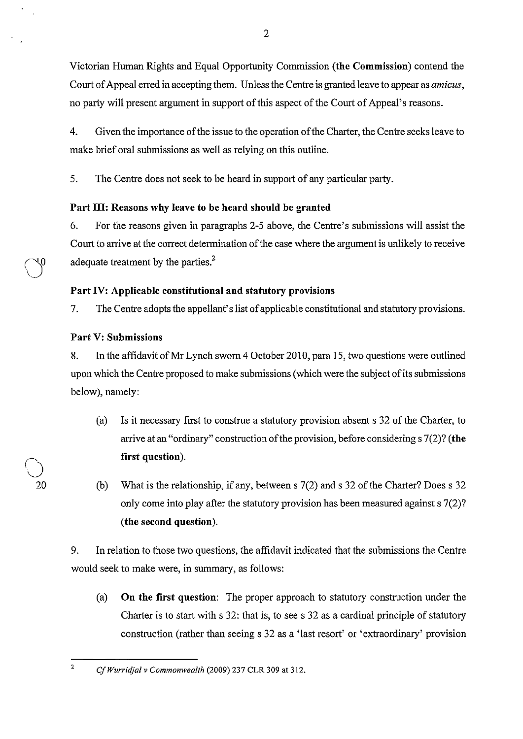Victorian Human Rights and Equal Opportunity Commission (**the Commission**) contend the Court of Appeal erred in accepting them. Unless the Centre is granted leave to appear as *amicus*, no party will present argument in support of this aspect of the Court of Appeal's reasons.

4. Given the importance of the issue to the operation of the Charter, the Centre seeks leave to make brief oral submissions as well as relying on this outline.

5. The Centre does not seek to be heard in support of any particular party.

### Part III: Reasons why leave to be heard should be granted

6. For the reasons given in paragraphs 2-5 above, the Centre's submissions will assist the Court to arrive at the correct determination of the case where the argument is unlikely to receive adequate treatment by the parties.[2]

### Part IV: Applicable constitutional and statutory provisions

7. The Centre adopts the appellant's list of applicable constitutional and statutory provisions.

### Part V: Submissions

8. In the affidavit of Mr Lynch sworn 4 October 2010, para 15, two questions were outlined upon which the Centre proposed to make submissions (which were the subject of its submissions below), namely:

(a) Is it necessary first to construe a statutory provision absent s 32 of the Charter, to arrive at an "ordinary" construction of the provision, before considering s 7(2)? (**the first question**).

(b) What is the relationship, if any, between s 7(2) and s 32 of the Charter? Does s 32 only come into play after the statutory provision has been measured against s 7(2)? (**the second question**).

9. In relation to those two questions, the affidavit indicated that the submissions the Centre would seek to make were, in summary, as follows:

(a) **On the first question**: The proper approach to statutory construction under the Charter is to start with s 32: that is, to see s 32 as a cardinal principle of statutory construction (rather than seeing s 32 as a 'last resort' or 'extraordinary' provision

---

[2] *Cf Wurridjal v Commonwealth* (2009) 237 CLR 309 at 312.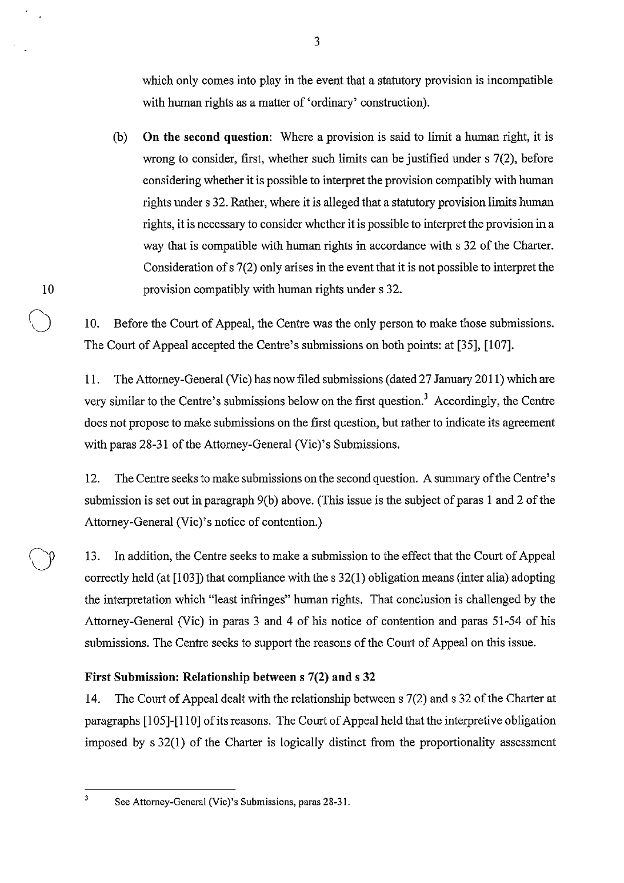which only comes into play in the event that a statutory provision is incompatible with human rights as a matter of 'ordinary' construction).

(b) **On the second question**: Where a provision is said to limit a human right, it is wrong to consider, first, whether such limits can be justified under s 7(2), before considering whether it is possible to interpret the provision compatibly with human rights under s 32. Rather, where it is alleged that a statutory provision limits human rights, it is necessary to consider whether it is possible to interpret the provision in a way that is compatible with human rights in accordance with s 32 of the Charter. Consideration of s 7(2) only arises in the event that it is not possible to interpret the provision compatibly with human rights under s 32.

10. Before the Court of Appeal, the Centre was the only person to make those submissions. The Court of Appeal accepted the Centre's submissions on both points: at [35], [107].

11. The Attorney-General (Vic) has now filed submissions (dated 27 January 2011) which are very similar to the Centre's submissions below on the first question.[3] Accordingly, the Centre does not propose to make submissions on the first question, but rather to indicate its agreement with paras 28-31 of the Attorney-General (Vic)'s Submissions.

12. The Centre seeks to make submissions on the second question. A summary of the Centre's submission is set out in paragraph 9(b) above. (This issue is the subject of paras 1 and 2 of the Attorney-General (Vic)'s notice of contention.)

13. In addition, the Centre seeks to make a submission to the effect that the Court of Appeal correctly held (at [103]) that compliance with the s 32(1) obligation means (inter alia) adopting the interpretation which "least infringes" human rights. That conclusion is challenged by the Attorney-General (Vic) in paras 3 and 4 of his notice of contention and paras 51-54 of his submissions. The Centre seeks to support the reasons of the Court of Appeal on this issue.

### First Submission: Relationship between s 7(2) and s 32

14. The Court of Appeal dealt with the relationship between s 7(2) and s 32 of the Charter at paragraphs [105]-[110] of its reasons. The Court of Appeal held that the interpretive obligation imposed by s 32(1) of the Charter is logically distinct from the proportionality assessment

[3] See Attorney-General (Vic)'s Submissions, paras 28-31.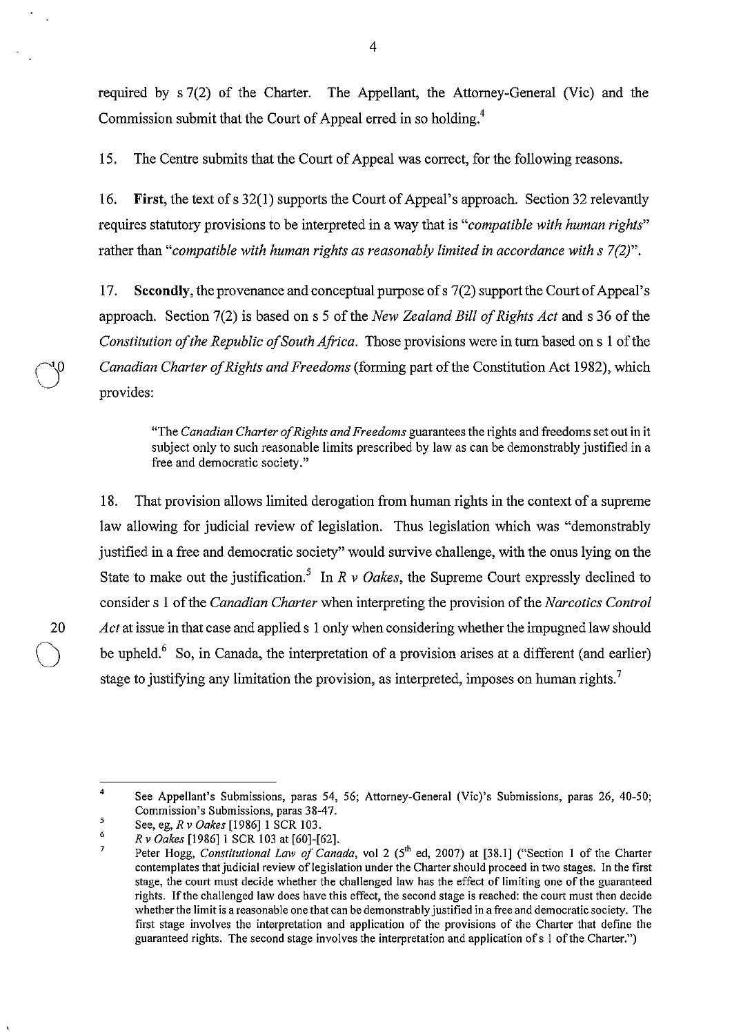required by s 7(2) of the Charter. The Appellant, the Attorney-General (Vic) and the Commission submit that the Court of Appeal erred in so holding.[4]

15. The Centre submits that the Court of Appeal was correct, for the following reasons.

16. **First**, the text of s 32(1) supports the Court of Appeal's approach. Section 32 relevantly requires statutory provisions to be interpreted in a way that is "*compatible with human rights*" rather than "*compatible with human rights as reasonably limited in accordance with s 7(2)*".

17. **Secondly**, the provenance and conceptual purpose of s 7(2) support the Court of Appeal's approach. Section 7(2) is based on s 5 of the *New Zealand Bill of Rights Act* and s 36 of the *Constitution of the Republic of South Africa*. Those provisions were in turn based on s 1 of the *Canadian Charter of Rights and Freedoms* (forming part of the Constitution Act 1982), which provides:

> "The *Canadian Charter of Rights and Freedoms* guarantees the rights and freedoms set out in it subject only to such reasonable limits prescribed by law as can be demonstrably justified in a free and democratic society."

18. That provision allows limited derogation from human rights in the context of a supreme law allowing for judicial review of legislation. Thus legislation which was "demonstrably justified in a free and democratic society" would survive challenge, with the onus lying on the State to make out the justification.[5] In *R v Oakes*, the Supreme Court expressly declined to consider s 1 of the *Canadian Charter* when interpreting the provision of the *Narcotics Control Act* at issue in that case and applied s 1 only when considering whether the impugned law should be upheld.[6] So, in Canada, the interpretation of a provision arises at a different (and earlier) stage to justifying any limitation the provision, as interpreted, imposes on human rights.[7]

---

[4] See Appellant's Submissions, paras 54, 56; Attorney-General (Vic)'s Submissions, paras 26, 40-50; Commission's Submissions, paras 38-47.

[5] See, eg, *R v Oakes* [1986] 1 SCR 103.

[6] *R v Oakes* [1986] 1 SCR 103 at [60]-[62].

[7] Peter Hogg, *Constitutional Law of Canada*, vol 2 (5th ed, 2007) at [38.1] ("Section 1 of the Charter contemplates that judicial review of legislation under the Charter should proceed in two stages. In the first stage, the court must decide whether the challenged law has the effect of limiting one of the guaranteed rights. If the challenged law does have this effect, the second stage is reached: the court must then decide whether the limit is a reasonable one that can be demonstrably justified in a free and democratic society. The first stage involves the interpretation and application of the provisions of the Charter that define the guaranteed rights. The second stage involves the interpretation and application of s 1 of the Charter.")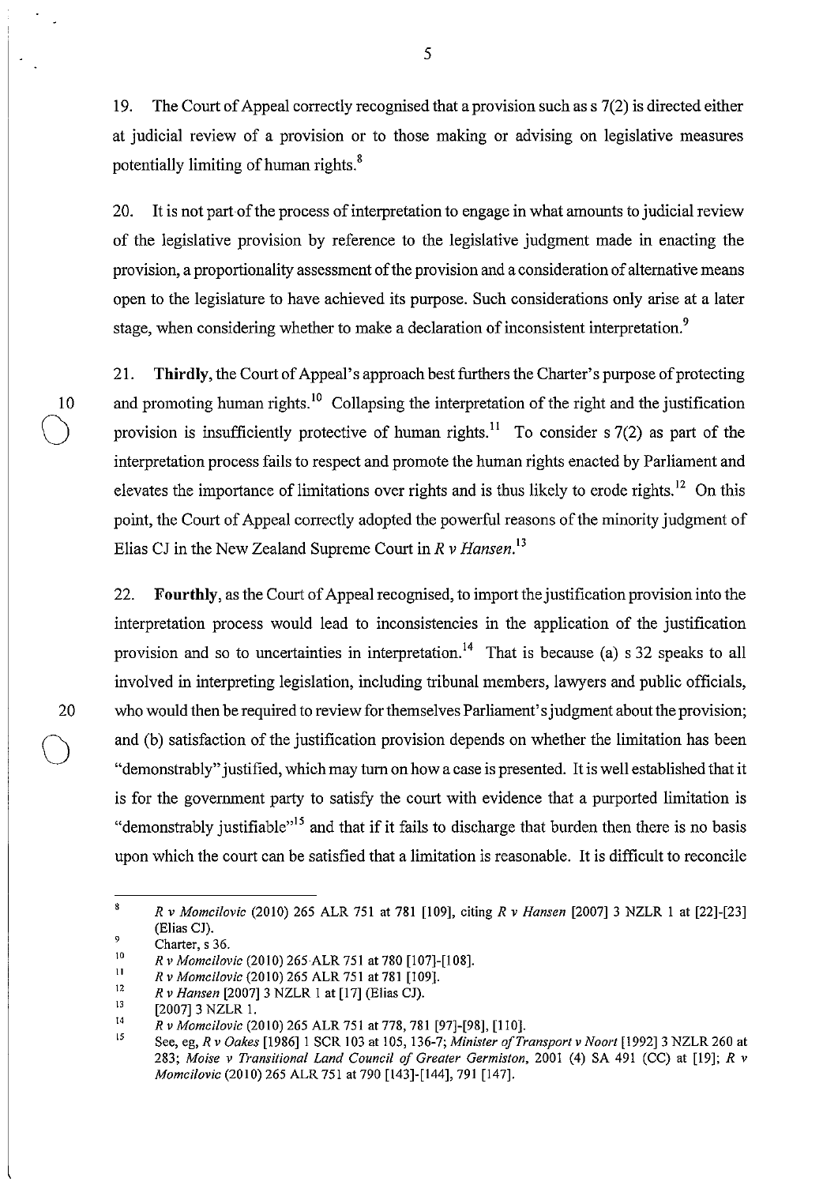19. The Court of Appeal correctly recognised that a provision such as s 7(2) is directed either at judicial review of a provision or to those making or advising on legislative measures potentially limiting of human rights.[8]

20. It is not part of the process of interpretation to engage in what amounts to judicial review of the legislative provision by reference to the legislative judgment made in enacting the provision, a proportionality assessment of the provision and a consideration of alternative means open to the legislature to have achieved its purpose. Such considerations only arise at a later stage, when considering whether to make a declaration of inconsistent interpretation.[9]

21. **Thirdly**, the Court of Appeal's approach best furthers the Charter's purpose of protecting and promoting human rights.[10] Collapsing the interpretation of the right and the justification provision is insufficiently protective of human rights.[11] To consider s 7(2) as part of the interpretation process fails to respect and promote the human rights enacted by Parliament and elevates the importance of limitations over rights and is thus likely to erode rights.[12] On this point, the Court of Appeal correctly adopted the powerful reasons of the minority judgment of Elias CJ in the New Zealand Supreme Court in *R v Hansen*.[13]

22. **Fourthly**, as the Court of Appeal recognised, to import the justification provision into the interpretation process would lead to inconsistencies in the application of the justification provision and so to uncertainties in interpretation.[14] That is because (a) s 32 speaks to all involved in interpreting legislation, including tribunal members, lawyers and public officials, who would then be required to review for themselves Parliament's judgment about the provision; and (b) satisfaction of the justification provision depends on whether the limitation has been "demonstrably" justified, which may turn on how a case is presented. It is well established that it is for the government party to satisfy the court with evidence that a purported limitation is "demonstrably justifiable"[15] and that if it fails to discharge that burden then there is no basis upon which the court can be satisfied that a limitation is reasonable. It is difficult to reconcile

---

[8] *R v Momcilovic* (2010) 265 ALR 751 at 781 [109], citing *R v Hansen* [2007] 3 NZLR 1 at [22]-[23] (Elias CJ).

[9] Charter, s 36.

[10] *R v Momcilovic* (2010) 265 ALR 751 at 780 [107]-[108].

[11] *R v Momcilovic* (2010) 265 ALR 751 at 781 [109].

[12] *R v Hansen* [2007] 3 NZLR 1 at [17] (Elias CJ).

[13] [2007] 3 NZLR 1.

[14] *R v Momcilovic* (2010) 265 ALR 751 at 778, 781 [97]-[98], [110].

[15] See, eg, *R v Oakes* [1986] 1 SCR 103 at 105, 136-7; *Minister of Transport v Noort* [1992] 3 NZLR 260 at 283; *Moise v Transitional Land Council of Greater Germiston*, 2001 (4) SA 491 (CC) at [19]; *R v Momcilovic* (2010) 265 ALR 751 at 790 [143]-[144], 791 [147].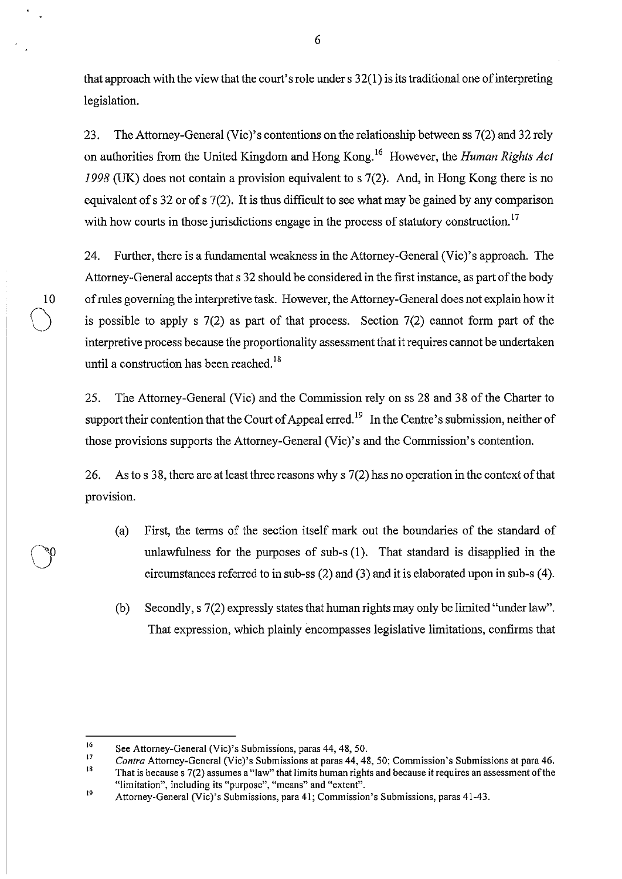that approach with the view that the court's role under s 32(1) is its traditional one of interpreting legislation.

23. The Attorney-General (Vic)'s contentions on the relationship between ss 7(2) and 32 rely on authorities from the United Kingdom and Hong Kong.[16] However, the *Human Rights Act 1998* (UK) does not contain a provision equivalent to s 7(2). And, in Hong Kong there is no equivalent of s 32 or of s 7(2). It is thus difficult to see what may be gained by any comparison with how courts in those jurisdictions engage in the process of statutory construction.[17]

24. Further, there is a fundamental weakness in the Attorney-General (Vic)'s approach. The Attorney-General accepts that s 32 should be considered in the first instance, as part of the body of rules governing the interpretive task. However, the Attorney-General does not explain how it is possible to apply s 7(2) as part of that process. Section 7(2) cannot form part of the interpretive process because the proportionality assessment that it requires cannot be undertaken until a construction has been reached.[18]

25. The Attorney-General (Vic) and the Commission rely on ss 28 and 38 of the Charter to support their contention that the Court of Appeal erred.[19] In the Centre's submission, neither of those provisions supports the Attorney-General (Vic)'s and the Commission's contention.

26. As to s 38, there are at least three reasons why s 7(2) has no operation in the context of that provision.

(a) First, the terms of the section itself mark out the boundaries of the standard of unlawfulness for the purposes of sub-s (1). That standard is disapplied in the circumstances referred to in sub-ss (2) and (3) and it is elaborated upon in sub-s (4).

(b) Secondly, s 7(2) expressly states that human rights may only be limited "under law". That expression, which plainly encompasses legislative limitations, confirms that

---

[16] See Attorney-General (Vic)'s Submissions, paras 44, 48, 50.

[17] *Contra* Attorney-General (Vic)'s Submissions at paras 44, 48, 50; Commission's Submissions at para 46.

[18] That is because s 7(2) assumes a "law" that limits human rights and because it requires an assessment of the "limitation", including its "purpose", "means" and "extent".

[19] Attorney-General (Vic)'s Submissions, para 41; Commission's Submissions, paras 41-43.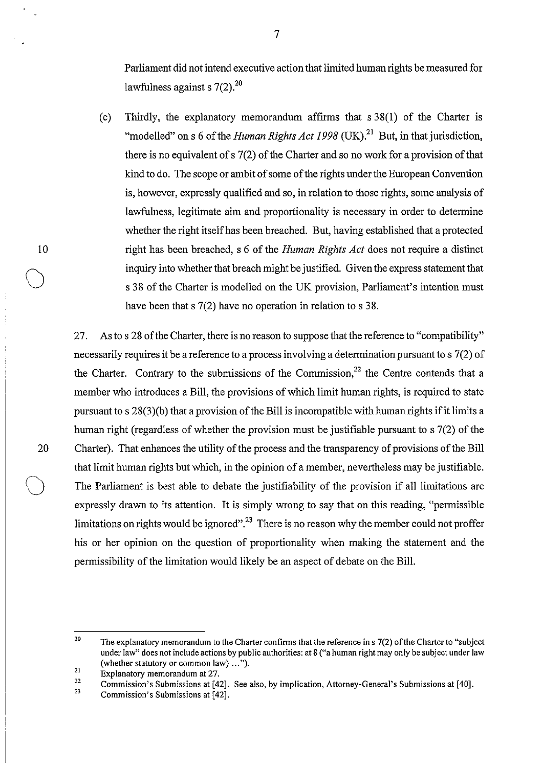Parliament did not intend executive action that limited human rights be measured for lawfulness against s 7(2).[20]

(c) Thirdly, the explanatory memorandum affirms that s 38(1) of the Charter is "modelled" on s 6 of the *Human Rights Act 1998* (UK).[21] But, in that jurisdiction, there is no equivalent of s 7(2) of the Charter and so no work for a provision of that kind to do. The scope or ambit of some of the rights under the European Convention is, however, expressly qualified and so, in relation to those rights, some analysis of lawfulness, legitimate aim and proportionality is necessary in order to determine whether the right itself has been breached. But, having established that a protected right has been breached, s 6 of the *Human Rights Act* does not require a distinct inquiry into whether that breach might be justified. Given the express statement that s 38 of the Charter is modelled on the UK provision, Parliament's intention must have been that s 7(2) have no operation in relation to s 38.

27. As to s 28 of the Charter, there is no reason to suppose that the reference to "compatibility" necessarily requires it be a reference to a process involving a determination pursuant to s 7(2) of the Charter. Contrary to the submissions of the Commission,[22] the Centre contends that a member who introduces a Bill, the provisions of which limit human rights, is required to state pursuant to s 28(3)(b) that a provision of the Bill is incompatible with human rights if it limits a human right (regardless of whether the provision must be justifiable pursuant to s 7(2) of the Charter). That enhances the utility of the process and the transparency of provisions of the Bill that limit human rights but which, in the opinion of a member, nevertheless may be justifiable. The Parliament is best able to debate the justifiability of the provision if all limitations are expressly drawn to its attention. It is simply wrong to say that on this reading, "permissible limitations on rights would be ignored".[23] There is no reason why the member could not proffer his or her opinion on the question of proportionality when making the statement and the permissibility of the limitation would likely be an aspect of debate on the Bill.

---

[20] The explanatory memorandum to the Charter confirms that the reference in s 7(2) of the Charter to "subject under law" does not include actions by public authorities: at 8 ("a human right may only be subject under law (whether statutory or common law) ...").

[21] Explanatory memorandum at 27.

[22] Commission's Submissions at [42]. See also, by implication, Attorney-General's Submissions at [40].

[23] Commission's Submissions at [42].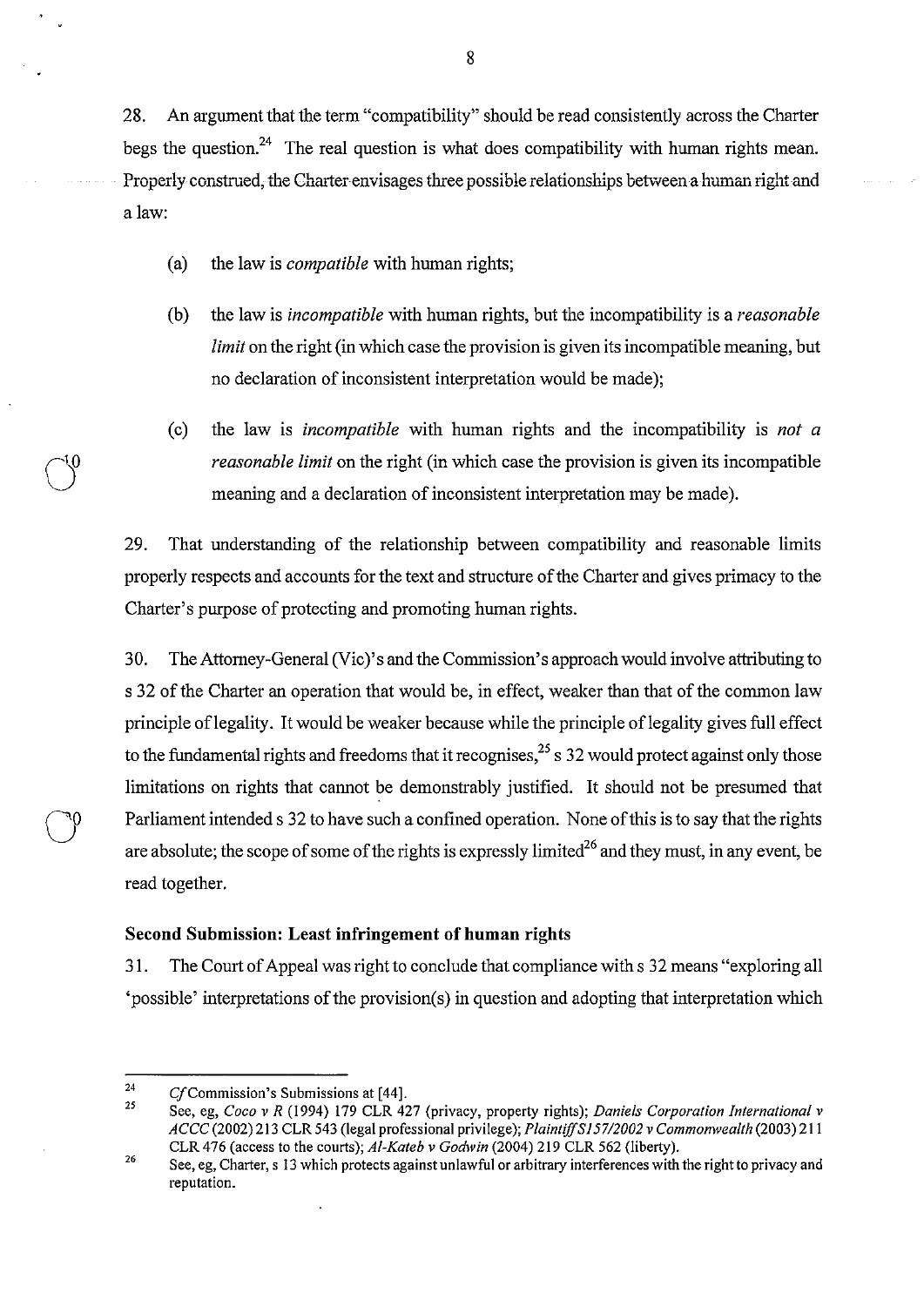28. An argument that the term "compatibility" should be read consistently across the Charter begs the question.[24] The real question is what does compatibility with human rights mean. Properly construed, the Charter envisages three possible relationships between a human right and a law:

(a) the law is *compatible* with human rights;

(b) the law is *incompatible* with human rights, but the incompatibility is a *reasonable limit* on the right (in which case the provision is given its incompatible meaning, but no declaration of inconsistent interpretation would be made);

(c) the law is *incompatible* with human rights and the incompatibility is *not a reasonable limit* on the right (in which case the provision is given its incompatible meaning and a declaration of inconsistent interpretation may be made).

29. That understanding of the relationship between compatibility and reasonable limits properly respects and accounts for the text and structure of the Charter and gives primacy to the Charter's purpose of protecting and promoting human rights.

30. The Attorney-General (Vic)'s and the Commission's approach would involve attributing to s 32 of the Charter an operation that would be, in effect, weaker than that of the common law principle of legality. It would be weaker because while the principle of legality gives full effect to the fundamental rights and freedoms that it recognises,[25] s 32 would protect against only those limitations on rights that cannot be demonstrably justified. It should not be presumed that Parliament intended s 32 to have such a confined operation. None of this is to say that the rights are absolute; the scope of some of the rights is expressly limited[26] and they must, in any event, be read together.

**Second Submission: Least infringement of human rights**

31. The Court of Appeal was right to conclude that compliance with s 32 means "exploring all 'possible' interpretations of the provision(s) in question and adopting that interpretation which

---

[24] *Cf* Commission's Submissions at [44].

[25] See, eg, *Coco v R* (1994) 179 CLR 427 (privacy, property rights); *Daniels Corporation International v ACCC* (2002) 213 CLR 543 (legal professional privilege); *Plaintiff S157/2002 v Commonwealth* (2003) 211 CLR 476 (access to the courts); *Al-Kateb v Godwin* (2004) 219 CLR 562 (liberty).

[26] See, eg, Charter, s 13 which protects against unlawful or arbitrary interferences with the right to privacy and reputation.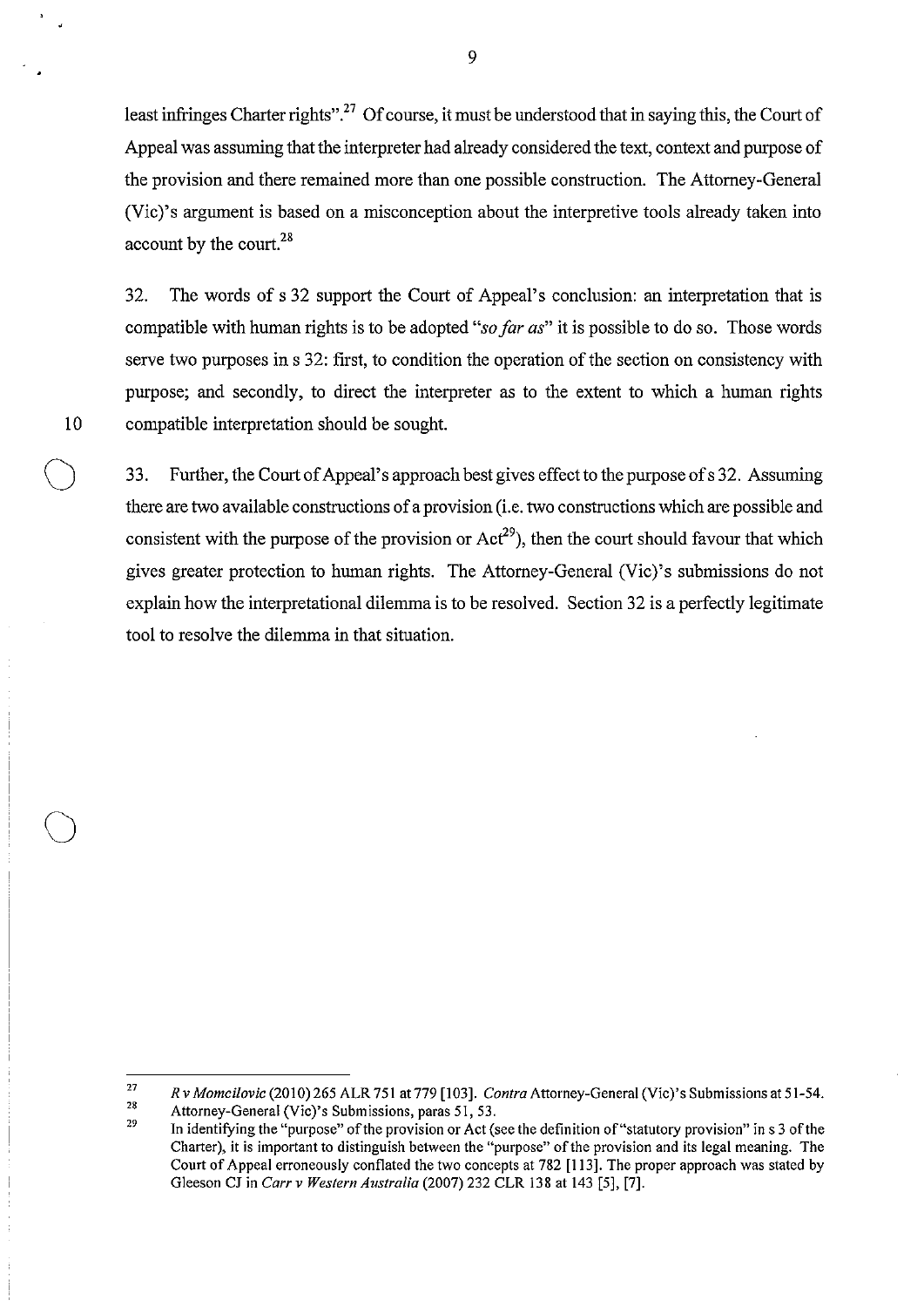least infringes Charter rights".[27] Of course, it must be understood that in saying this, the Court of Appeal was assuming that the interpreter had already considered the text, context and purpose of the provision and there remained more than one possible construction. The Attorney-General (Vic)'s argument is based on a misconception about the interpretive tools already taken into account by the court.[28]

32. The words of s 32 support the Court of Appeal's conclusion: an interpretation that is compatible with human rights is to be adopted "*so far as*" it is possible to do so. Those words serve two purposes in s 32: first, to condition the operation of the section on consistency with purpose; and secondly, to direct the interpreter as to the extent to which a human rights compatible interpretation should be sought.

33. Further, the Court of Appeal's approach best gives effect to the purpose of s 32. Assuming there are two available constructions of a provision (i.e. two constructions which are possible and consistent with the purpose of the provision or Act[29]), then the court should favour that which gives greater protection to human rights. The Attorney-General (Vic)'s submissions do not explain how the interpretational dilemma is to be resolved. Section 32 is a perfectly legitimate tool to resolve the dilemma in that situation.

---

[27] *R v Momcilovic* (2010) 265 ALR 751 at 779 [103]. *Contra* Attorney-General (Vic)'s Submissions at 51-54.

[28] Attorney-General (Vic)'s Submissions, paras 51, 53.

[29] In identifying the "purpose" of the provision or Act (see the definition of "statutory provision" in s 3 of the Charter), it is important to distinguish between the "purpose" of the provision and its legal meaning. The Court of Appeal erroneously conflated the two concepts at 782 [113]. The proper approach was stated by Gleeson CJ in *Carr v Western Australia* (2007) 232 CLR 138 at 143 [5], [7].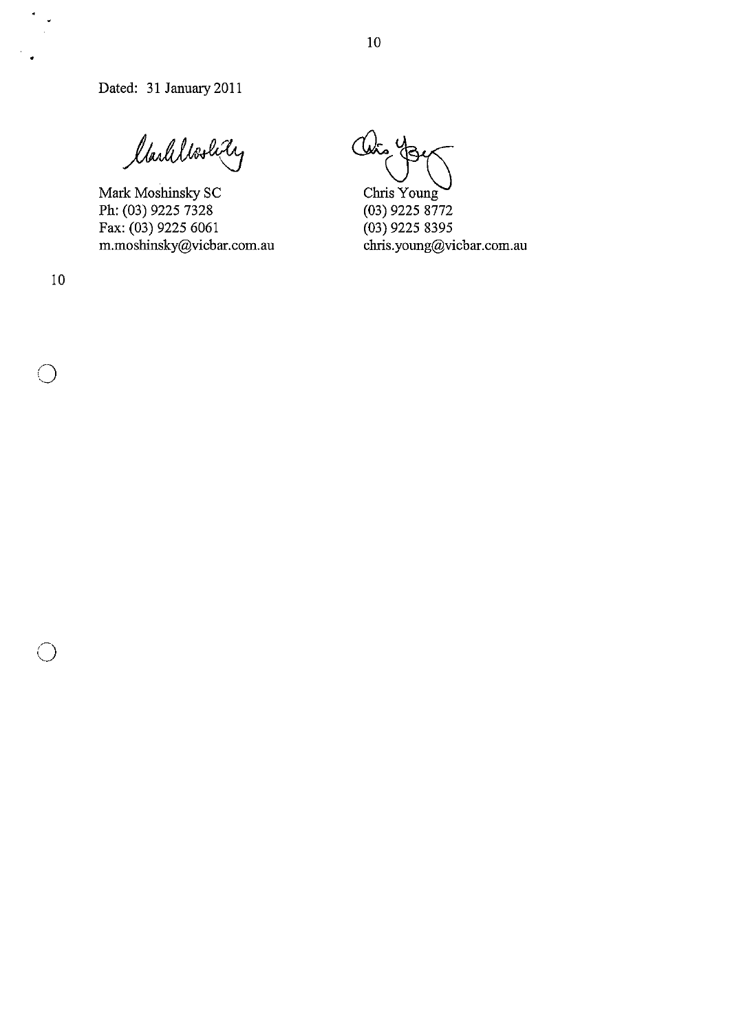Dated: 31 January 2011

Mark Moshinsky SC
Ph: (03) 9225 7328
Fax: (03) 9225 6061
m.moshinsky@vicbar.com.au

Chris Young
(03) 9225 8772
(03) 9225 8395
chris.young@vicbar.com.au

10